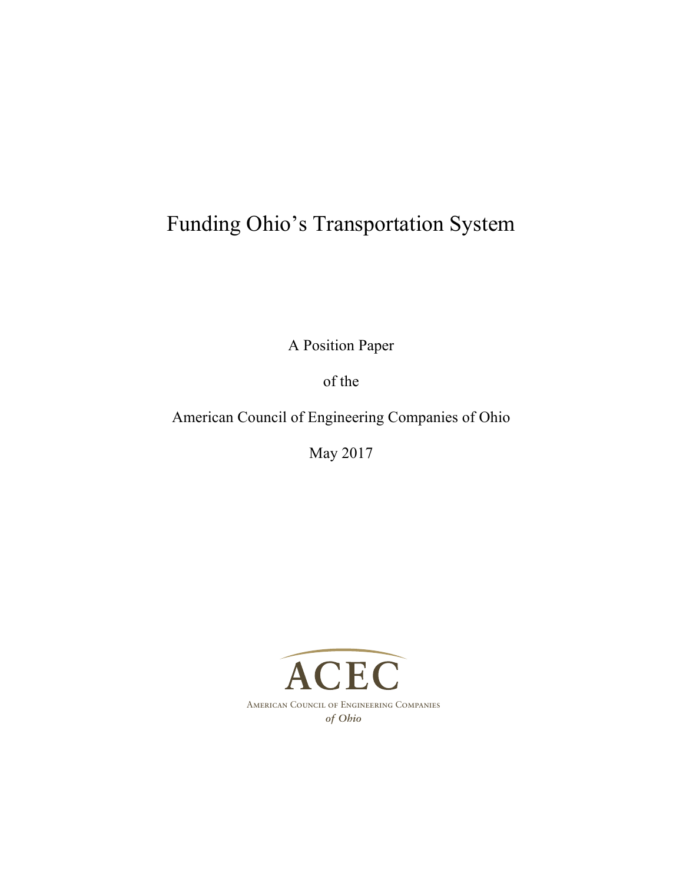# Funding Ohio's Transportation System

A Position Paper

of the

American Council of Engineering Companies of Ohio

May 2017

ACEC

American Council of Engineering Companies

*of Ohio*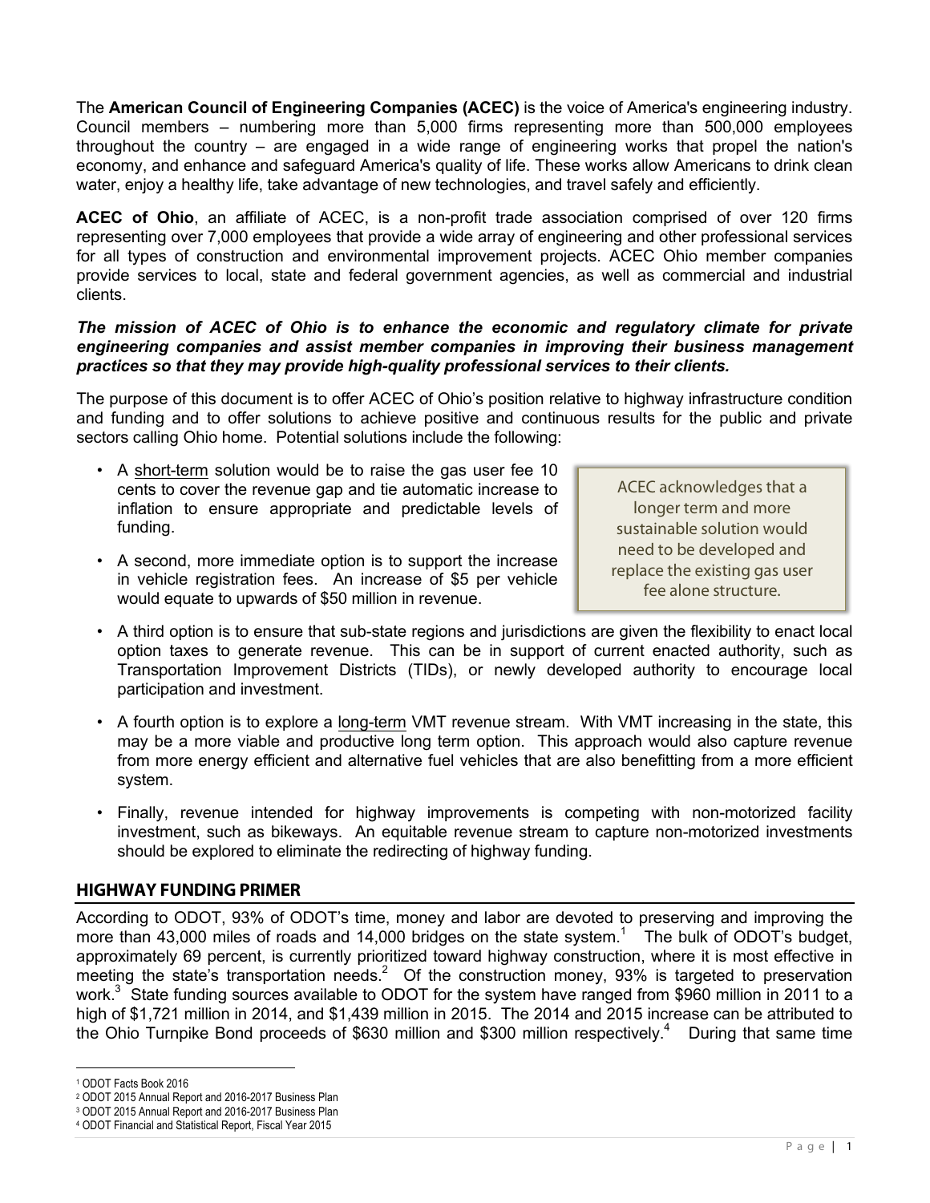The **American Council of Engineering Companies (ACEC)** is the voice of America's engineering industry. Council members – numbering more than 5,000 firms representing more than 500,000 employees throughout the country – are engaged in a wide range of engineering works that propel the nation's economy, and enhance and safeguard America's quality of life. These works allow Americans to drink clean water, enjoy a healthy life, take advantage of new technologies, and travel safely and efficiently.

**ACEC of Ohio**, an affiliate of ACEC, is a non-profit trade association comprised of over 120 firms representing over 7,000 employees that provide a wide array of engineering and other professional services for all types of construction and environmental improvement projects. ACEC Ohio member companies provide services to local, state and federal government agencies, as well as commercial and industrial clients.

***The mission of ACEC of Ohio is to enhance the economic and regulatory climate for private engineering companies and assist member companies in improving their business management practices so that they may provide high-quality professional services to their clients.***

The purpose of this document is to offer ACEC of Ohio's position relative to highway infrastructure condition and funding and to offer solutions to achieve positive and continuous results for the public and private sectors calling Ohio home. Potential solutions include the following:

- A short-term solution would be to raise the gas user fee 10 cents to cover the revenue gap and tie automatic increase to inflation to ensure appropriate and predictable levels of funding.
- A second, more immediate option is to support the increase in vehicle registration fees. An increase of $5 per vehicle would equate to upwards of $50 million in revenue.

> ACEC acknowledges that a longer term and more sustainable solution would need to be developed and replace the existing gas user fee alone structure.

- A third option is to ensure that sub-state regions and jurisdictions are given the flexibility to enact local option taxes to generate revenue. This can be in support of current enacted authority, such as Transportation Improvement Districts (TIDs), or newly developed authority to encourage local participation and investment.
- A fourth option is to explore a long-term VMT revenue stream. With VMT increasing in the state, this may be a more viable and productive long term option. This approach would also capture revenue from more energy efficient and alternative fuel vehicles that are also benefitting from a more efficient system.
- Finally, revenue intended for highway improvements is competing with non-motorized facility investment, such as bikeways. An equitable revenue stream to capture non-motorized investments should be explored to eliminate the redirecting of highway funding.

## HIGHWAY FUNDING PRIMER

According to ODOT, 93% of ODOT's time, money and labor are devoted to preserving and improving the more than 43,000 miles of roads and 14,000 bridges on the state system.[1] The bulk of ODOT's budget, approximately 69 percent, is currently prioritized toward highway construction, where it is most effective in meeting the state's transportation needs.[2] Of the construction money, 93% is targeted to preservation work.[3] State funding sources available to ODOT for the system have ranged from $960 million in 2011 to a high of $1,721 million in 2014, and $1,439 million in 2015. The 2014 and 2015 increase can be attributed to the Ohio Turnpike Bond proceeds of $630 million and $300 million respectively.[4] During that same time

---

[1] ODOT Facts Book 2016

[2] ODOT 2015 Annual Report and 2016-2017 Business Plan

[3] ODOT 2015 Annual Report and 2016-2017 Business Plan

[4] ODOT Financial and Statistical Report, Fiscal Year 2015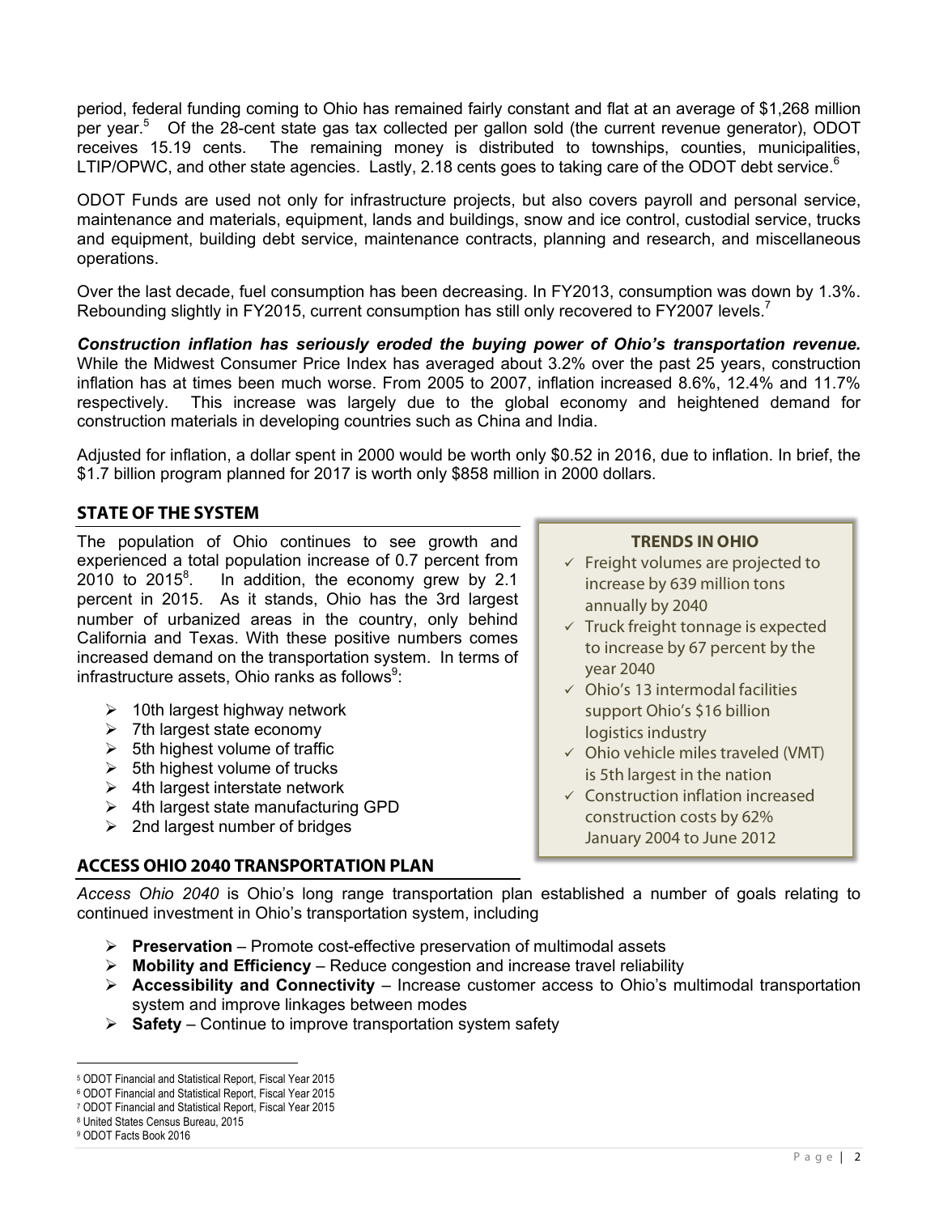period, federal funding coming to Ohio has remained fairly constant and flat at an average of $1,268 million per year.[5] Of the 28-cent state gas tax collected per gallon sold (the current revenue generator), ODOT receives 15.19 cents. The remaining money is distributed to townships, counties, municipalities, LTIP/OPWC, and other state agencies. Lastly, 2.18 cents goes to taking care of the ODOT debt service.[6]

ODOT Funds are used not only for infrastructure projects, but also covers payroll and personal service, maintenance and materials, equipment, lands and buildings, snow and ice control, custodial service, trucks and equipment, building debt service, maintenance contracts, planning and research, and miscellaneous operations.

Over the last decade, fuel consumption has been decreasing. In FY2013, consumption was down by 1.3%. Rebounding slightly in FY2015, current consumption has still only recovered to FY2007 levels.[7]

***Construction inflation has seriously eroded the buying power of Ohio's transportation revenue.*** While the Midwest Consumer Price Index has averaged about 3.2% over the past 25 years, construction inflation has at times been much worse. From 2005 to 2007, inflation increased 8.6%, 12.4% and 11.7% respectively. This increase was largely due to the global economy and heightened demand for construction materials in developing countries such as China and India.

Adjusted for inflation, a dollar spent in 2000 would be worth only $0.52 in 2016, due to inflation. In brief, the $1.7 billion program planned for 2017 is worth only $858 million in 2000 dollars.

## STATE OF THE SYSTEM

The population of Ohio continues to see growth and experienced a total population increase of 0.7 percent from 2010 to 2015[8]. In addition, the economy grew by 2.1 percent in 2015. As it stands, Ohio has the 3rd largest number of urbanized areas in the country, only behind California and Texas. With these positive numbers comes increased demand on the transportation system. In terms of infrastructure assets, Ohio ranks as follows[9]:

- 10th largest highway network
- 7th largest state economy
- 5th highest volume of traffic
- 5th highest volume of trucks
- 4th largest interstate network
- 4th largest state manufacturing GPD
- 2nd largest number of bridges

**TRENDS IN OHIO**

- ✓ Freight volumes are projected to increase by 639 million tons annually by 2040
- ✓ Truck freight tonnage is expected to increase by 67 percent by the year 2040
- ✓ Ohio's 13 intermodal facilities support Ohio's $16 billion logistics industry
- ✓ Ohio vehicle miles traveled (VMT) is 5th largest in the nation
- ✓ Construction inflation increased construction costs by 62% January 2004 to June 2012

## ACCESS OHIO 2040 TRANSPORTATION PLAN

*Access Ohio 2040* is Ohio's long range transportation plan established a number of goals relating to continued investment in Ohio's transportation system, including

- **Preservation** – Promote cost-effective preservation of multimodal assets
- **Mobility and Efficiency** – Reduce congestion and increase travel reliability
- **Accessibility and Connectivity** – Increase customer access to Ohio's multimodal transportation system and improve linkages between modes
- **Safety** – Continue to improve transportation system safety

---

[5] ODOT Financial and Statistical Report, Fiscal Year 2015
[6] ODOT Financial and Statistical Report, Fiscal Year 2015
[7] ODOT Financial and Statistical Report, Fiscal Year 2015
[8] United States Census Bureau, 2015
[9] ODOT Facts Book 2016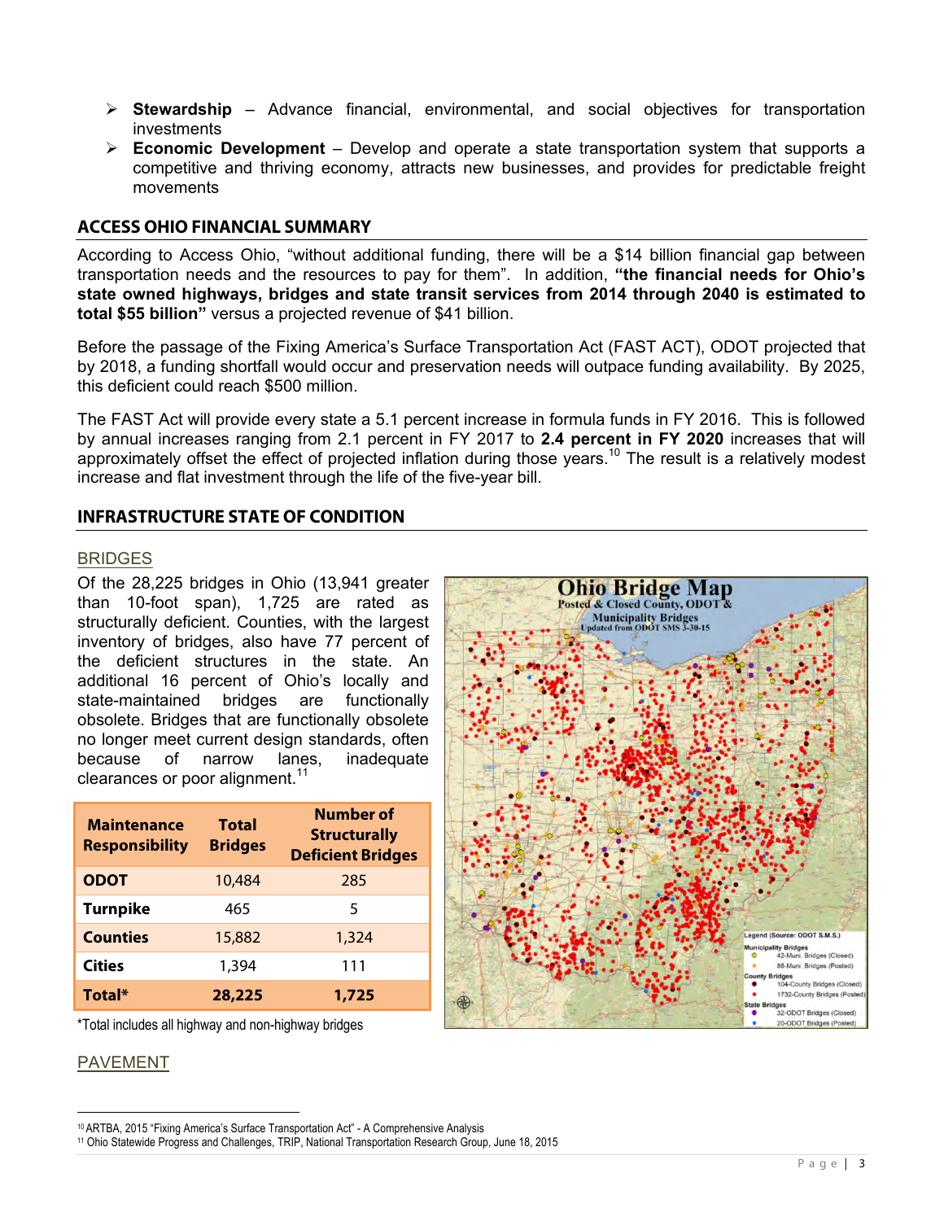- **Stewardship** – Advance financial, environmental, and social objectives for transportation investments
- **Economic Development** – Develop and operate a state transportation system that supports a competitive and thriving economy, attracts new businesses, and provides for predictable freight movements

## ACCESS OHIO FINANCIAL SUMMARY

According to Access Ohio, "without additional funding, there will be a $14 billion financial gap between transportation needs and the resources to pay for them". In addition, **"the financial needs for Ohio's state owned highways, bridges and state transit services from 2014 through 2040 is estimated to total $55 billion"** versus a projected revenue of $41 billion.

Before the passage of the Fixing America's Surface Transportation Act (FAST ACT), ODOT projected that by 2018, a funding shortfall would occur and preservation needs will outpace funding availability. By 2025, this deficient could reach $500 million.

The FAST Act will provide every state a 5.1 percent increase in formula funds in FY 2016. This is followed by annual increases ranging from 2.1 percent in FY 2017 to **2.4 percent in FY 2020** increases that will approximately offset the effect of projected inflation during those years.[10] The result is a relatively modest increase and flat investment through the life of the five-year bill.

## INFRASTRUCTURE STATE OF CONDITION

### BRIDGES

Of the 28,225 bridges in Ohio (13,941 greater than 10-foot span), 1,725 are rated as structurally deficient. Counties, with the largest inventory of bridges, also have 77 percent of the deficient structures in the state. An additional 16 percent of Ohio's locally and state-maintained bridges are functionally obsolete. Bridges that are functionally obsolete no longer meet current design standards, often because of narrow lanes, inadequate clearances or poor alignment.[11]

| Maintenance Responsibility | Total Bridges | Number of Structurally Deficient Bridges |
|---|---|---|
| **ODOT** | 10,484 | 285 |
| **Turnpike** | 465 | 5 |
| **Counties** | 15,882 | 1,324 |
| **Cities** | 1,394 | 111 |
| **Total*** | **28,225** | **1,725** |

*Total includes all highway and non-highway bridges

Ohio Bridge Map
Posted & Closed County, ODOT & Municipality Bridges
Updated from ODOT SMS 3-30-15

Legend (Source: ODOT S.M.S.)
Municipality Bridges
- 42-Muni. Bridges (Closed)
- 86-Muni. Bridges (Posted)

County Bridges
- 104-County Bridges (Closed)
- 1732-County Bridges (Posted)

State Bridges
- 32-ODOT Bridges (Closed)
- 20-ODOT Bridges (Posted)

### PAVEMENT

---

[10] ARTBA, 2015 "Fixing America's Surface Transportation Act" - A Comprehensive Analysis

[11] Ohio Statewide Progress and Challenges, TRIP, National Transportation Research Group, June 18, 2015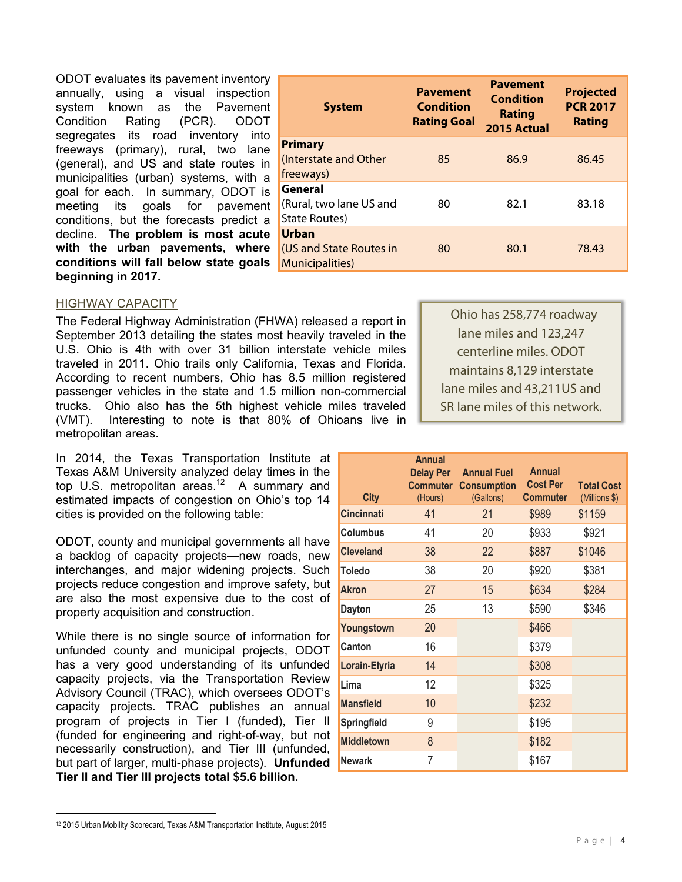ODOT evaluates its pavement inventory annually, using a visual inspection system known as the Pavement Condition Rating (PCR). ODOT segregates its road inventory into freeways (primary), rural, two lane (general), and US and state routes in municipalities (urban) systems, with a goal for each. In summary, ODOT is meeting its goals for pavement conditions, but the forecasts predict a decline. **The problem is most acute with the urban pavements, where conditions will fall below state goals beginning in 2017.**

| System | Pavement Condition Rating Goal | Pavement Condition Rating 2015 Actual | Projected PCR 2017 Rating |
|---|---|---|---|
| **Primary** (Interstate and Other freeways) | 85 | 86.9 | 86.45 |
| **General** (Rural, two lane US and State Routes) | 80 | 82.1 | 83.18 |
| **Urban** (US and State Routes in Municipalities) | 80 | 80.1 | 78.43 |

## HIGHWAY CAPACITY

The Federal Highway Administration (FHWA) released a report in September 2013 detailing the states most heavily traveled in the U.S. Ohio is 4th with over 31 billion interstate vehicle miles traveled in 2011. Ohio trails only California, Texas and Florida. According to recent numbers, Ohio has 8.5 million registered passenger vehicles in the state and 1.5 million non-commercial trucks. Ohio also has the 5th highest vehicle miles traveled (VMT). Interesting to note is that 80% of Ohioans live in metropolitan areas.

> Ohio has 258,774 roadway lane miles and 123,247 centerline miles. ODOT maintains 8,129 interstate lane miles and 43,211US and SR lane miles of this network.

In 2014, the Texas Transportation Institute at Texas A&M University analyzed delay times in the top U.S. metropolitan areas.[12] A summary and estimated impacts of congestion on Ohio's top 14 cities is provided on the following table:

| City | Annual Delay Per Commuter (Hours) | Annual Fuel Consumption (Gallons) | Annual Cost Per Commuter | Total Cost (Millions $) |
|---|---|---|---|---|
| Cincinnati | 41 | 21 | $989 | $1159 |
| Columbus | 41 | 20 | $933 | $921 |
| Cleveland | 38 | 22 | $887 | $1046 |
| Toledo | 38 | 20 | $920 | $381 |
| Akron | 27 | 15 | $634 | $284 |
| Dayton | 25 | 13 | $590 | $346 |
| Youngstown | 20 | | $466 | |
| Canton | 16 | | $379 | |
| Lorain-Elyria | 14 | | $308 | |
| Lima | 12 | | $325 | |
| Mansfield | 10 | | $232 | |
| Springfield | 9 | | $195 | |
| Middletown | 8 | | $182 | |
| Newark | 7 | | $167 | |

ODOT, county and municipal governments all have a backlog of capacity projects—new roads, new interchanges, and major widening projects. Such projects reduce congestion and improve safety, but are also the most expensive due to the cost of property acquisition and construction.

While there is no single source of information for unfunded county and municipal projects, ODOT has a very good understanding of its unfunded capacity projects, via the Transportation Review Advisory Council (TRAC), which oversees ODOT's capacity projects. TRAC publishes an annual program of projects in Tier I (funded), Tier II (funded for engineering and right-of-way, but not necessarily construction), and Tier III (unfunded, but part of larger, multi-phase projects). **Unfunded Tier II and Tier III projects total $5.6 billion.**

[12] 2015 Urban Mobility Scorecard, Texas A&M Transportation Institute, August 2015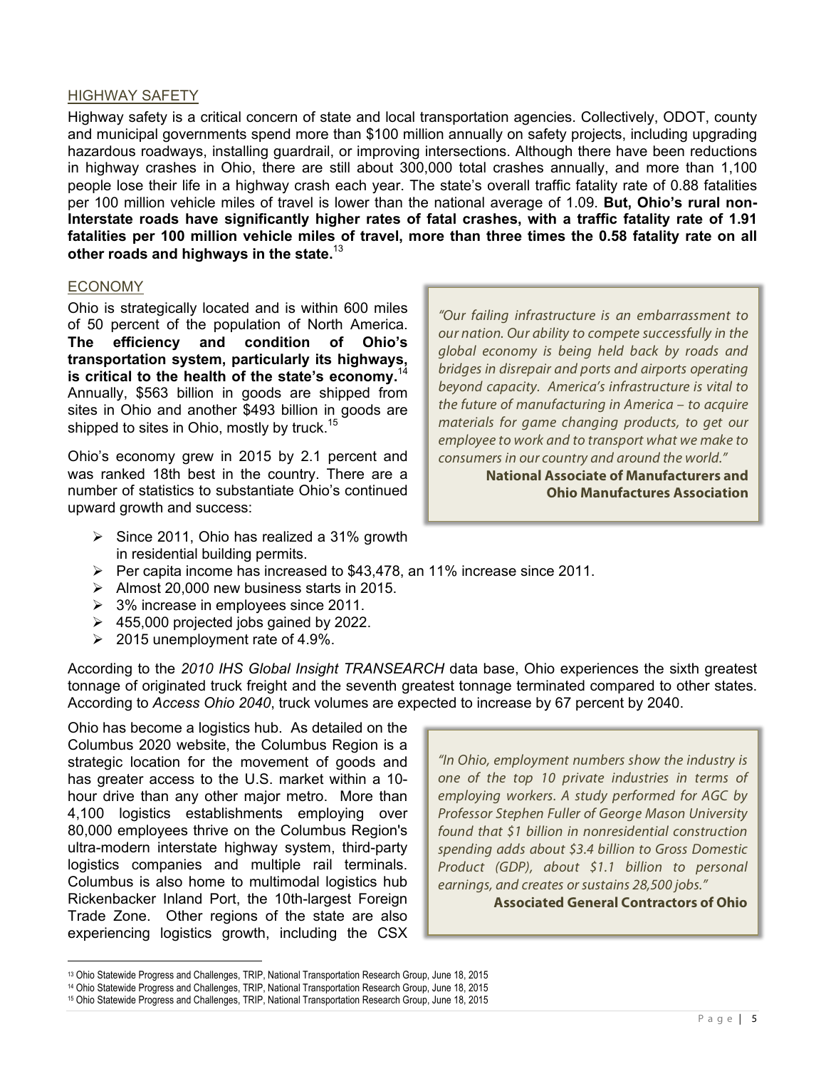## HIGHWAY SAFETY

Highway safety is a critical concern of state and local transportation agencies. Collectively, ODOT, county and municipal governments spend more than $100 million annually on safety projects, including upgrading hazardous roadways, installing guardrail, or improving intersections. Although there have been reductions in highway crashes in Ohio, there are still about 300,000 total crashes annually, and more than 1,100 people lose their life in a highway crash each year. The state's overall traffic fatality rate of 0.88 fatalities per 100 million vehicle miles of travel is lower than the national average of 1.09. **But, Ohio's rural non-Interstate roads have significantly higher rates of fatal crashes, with a traffic fatality rate of 1.91 fatalities per 100 million vehicle miles of travel, more than three times the 0.58 fatality rate on all other roads and highways in the state.**[13]

## ECONOMY

Ohio is strategically located and is within 600 miles of 50 percent of the population of North America. **The efficiency and condition of Ohio's transportation system, particularly its highways, is critical to the health of the state's economy.**[14] Annually, $563 billion in goods are shipped from sites in Ohio and another $493 billion in goods are shipped to sites in Ohio, mostly by truck.[15]

> *"Our failing infrastructure is an embarrassment to our nation. Our ability to compete successfully in the global economy is being held back by roads and bridges in disrepair and ports and airports operating beyond capacity. America's infrastructure is vital to the future of manufacturing in America – to acquire materials for game changing products, to get our employee to work and to transport what we make to consumers in our country and around the world."*
>
> **National Associate of Manufacturers and Ohio Manufactures Association**

Ohio's economy grew in 2015 by 2.1 percent and was ranked 18th best in the country. There are a number of statistics to substantiate Ohio's continued upward growth and success:

- Since 2011, Ohio has realized a 31% growth in residential building permits.
- Per capita income has increased to $43,478, an 11% increase since 2011.
- Almost 20,000 new business starts in 2015.
- 3% increase in employees since 2011.
- 455,000 projected jobs gained by 2022.
- 2015 unemployment rate of 4.9%.

According to the *2010 IHS Global Insight TRANSEARCH* data base, Ohio experiences the sixth greatest tonnage of originated truck freight and the seventh greatest tonnage terminated compared to other states. According to *Access Ohio 2040*, truck volumes are expected to increase by 67 percent by 2040.

Ohio has become a logistics hub. As detailed on the Columbus 2020 website, the Columbus Region is a strategic location for the movement of goods and has greater access to the U.S. market within a 10-hour drive than any other major metro. More than 4,100 logistics establishments employing over 80,000 employees thrive on the Columbus Region's ultra-modern interstate highway system, third-party logistics companies and multiple rail terminals. Columbus is also home to multimodal logistics hub Rickenbacker Inland Port, the 10th-largest Foreign Trade Zone. Other regions of the state are also experiencing logistics growth, including the CSX

> *"In Ohio, employment numbers show the industry is one of the top 10 private industries in terms of employing workers. A study performed for AGC by Professor Stephen Fuller of George Mason University found that $1 billion in nonresidential construction spending adds about $3.4 billion to Gross Domestic Product (GDP), about $1.1 billion to personal earnings, and creates or sustains 28,500 jobs."*
>
> **Associated General Contractors of Ohio**

---

[13] Ohio Statewide Progress and Challenges, TRIP, National Transportation Research Group, June 18, 2015

[14] Ohio Statewide Progress and Challenges, TRIP, National Transportation Research Group, June 18, 2015

[15] Ohio Statewide Progress and Challenges, TRIP, National Transportation Research Group, June 18, 2015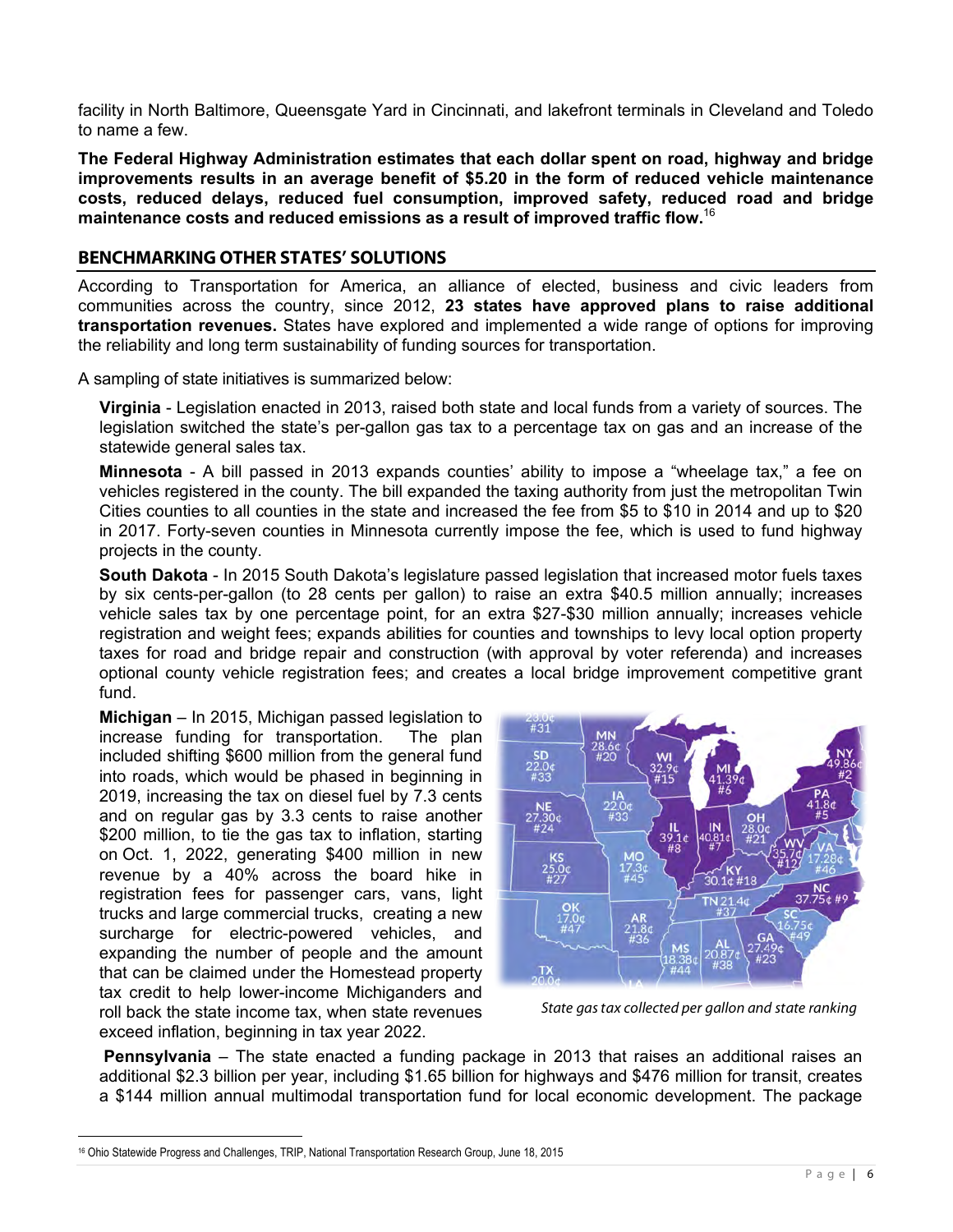facility in North Baltimore, Queensgate Yard in Cincinnati, and lakefront terminals in Cleveland and Toledo to name a few.

**The Federal Highway Administration estimates that each dollar spent on road, highway and bridge improvements results in an average benefit of $5.20 in the form of reduced vehicle maintenance costs, reduced delays, reduced fuel consumption, improved safety, reduced road and bridge maintenance costs and reduced emissions as a result of improved traffic flow.**[16]

## BENCHMARKING OTHER STATES' SOLUTIONS

According to Transportation for America, an alliance of elected, business and civic leaders from communities across the country, since 2012, **23 states have approved plans to raise additional transportation revenues.** States have explored and implemented a wide range of options for improving the reliability and long term sustainability of funding sources for transportation.

A sampling of state initiatives is summarized below:

**Virginia** - Legislation enacted in 2013, raised both state and local funds from a variety of sources. The legislation switched the state's per-gallon gas tax to a percentage tax on gas and an increase of the statewide general sales tax.

**Minnesota** - A bill passed in 2013 expands counties' ability to impose a "wheelage tax," a fee on vehicles registered in the county. The bill expanded the taxing authority from just the metropolitan Twin Cities counties to all counties in the state and increased the fee from $5 to $10 in 2014 and up to $20 in 2017. Forty-seven counties in Minnesota currently impose the fee, which is used to fund highway projects in the county.

**South Dakota** - In 2015 South Dakota's legislature passed legislation that increased motor fuels taxes by six cents-per-gallon (to 28 cents per gallon) to raise an extra $40.5 million annually; increases vehicle sales tax by one percentage point, for an extra $27-$30 million annually; increases vehicle registration and weight fees; expands abilities for counties and townships to levy local option property taxes for road and bridge repair and construction (with approval by voter referenda) and increases optional county vehicle registration fees; and creates a local bridge improvement competitive grant fund.

**Michigan** – In 2015, Michigan passed legislation to increase funding for transportation. The plan included shifting $600 million from the general fund into roads, which would be phased in beginning in 2019, increasing the tax on diesel fuel by 7.3 cents and on regular gas by 3.3 cents to raise another $200 million, to tie the gas tax to inflation, starting on Oct. 1, 2022, generating $400 million in new revenue by a 40% across the board hike in registration fees for passenger cars, vans, light trucks and large commercial trucks, creating a new surcharge for electric-powered vehicles, and expanding the number of people and the amount that can be claimed under the Homestead property tax credit to help lower-income Michiganders and roll back the state income tax, when state revenues exceed inflation, beginning in tax year 2022.

*State gas tax collected per gallon and state ranking*

**Pennsylvania** – The state enacted a funding package in 2013 that raises an additional raises an additional $2.3 billion per year, including $1.65 billion for highways and $476 million for transit, creates a $144 million annual multimodal transportation fund for local economic development. The package

---

[16] Ohio Statewide Progress and Challenges, TRIP, National Transportation Research Group, June 18, 2015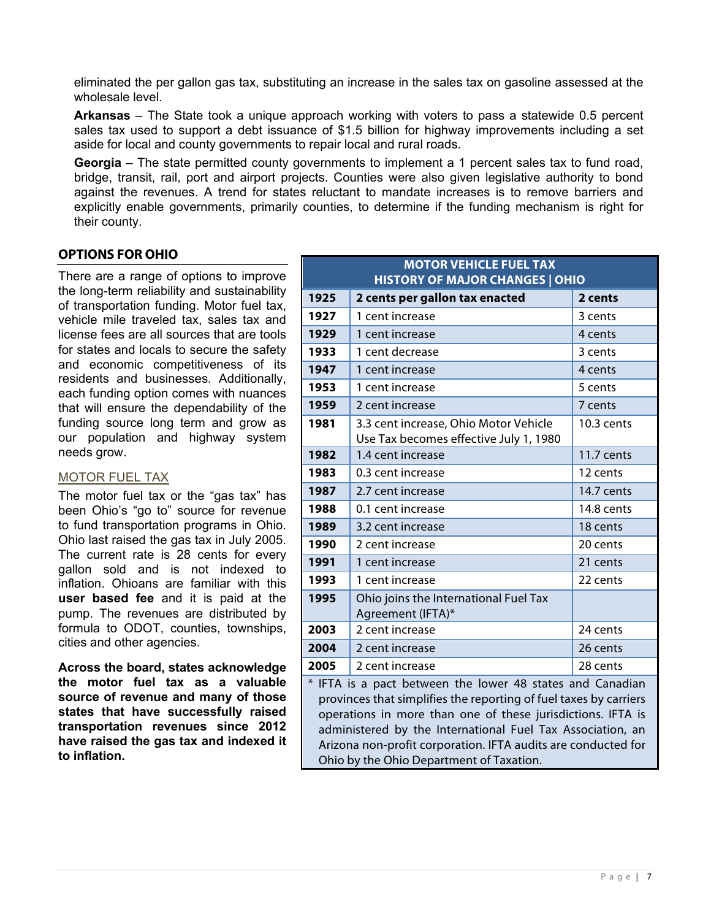eliminated the per gallon gas tax, substituting an increase in the sales tax on gasoline assessed at the wholesale level.

**Arkansas** – The State took a unique approach working with voters to pass a statewide 0.5 percent sales tax used to support a debt issuance of $1.5 billion for highway improvements including a set aside for local and county governments to repair local and rural roads.

**Georgia** – The state permitted county governments to implement a 1 percent sales tax to fund road, bridge, transit, rail, port and airport projects. Counties were also given legislative authority to bond against the revenues. A trend for states reluctant to mandate increases is to remove barriers and explicitly enable governments, primarily counties, to determine if the funding mechanism is right for their county.

## OPTIONS FOR OHIO

There are a range of options to improve the long-term reliability and sustainability of transportation funding. Motor fuel tax, vehicle mile traveled tax, sales tax and license fees are all sources that are tools for states and locals to secure the safety and economic competitiveness of its residents and businesses. Additionally, each funding option comes with nuances that will ensure the dependability of the funding source long term and grow as our population and highway system needs grow.

### MOTOR FUEL TAX

The motor fuel tax or the "gas tax" has been Ohio's "go to" source for revenue to fund transportation programs in Ohio. Ohio last raised the gas tax in July 2005. The current rate is 28 cents for every gallon sold and is not indexed to inflation. Ohioans are familiar with this **user based fee** and it is paid at the pump. The revenues are distributed by formula to ODOT, counties, townships, cities and other agencies.

**Across the board, states acknowledge the motor fuel tax as a valuable source of revenue and many of those states that have successfully raised transportation revenues since 2012 have raised the gas tax and indexed it to inflation.**

| MOTOR VEHICLE FUEL TAX HISTORY OF MAJOR CHANGES \| OHIO | | |
|---|---|---|
| **1925** | **2 cents per gallon tax enacted** | **2 cents** |
| **1927** | 1 cent increase | 3 cents |
| **1929** | 1 cent increase | 4 cents |
| **1933** | 1 cent decrease | 3 cents |
| **1947** | 1 cent increase | 4 cents |
| **1953** | 1 cent increase | 5 cents |
| **1959** | 2 cent increase | 7 cents |
| **1981** | 3.3 cent increase, Ohio Motor Vehicle Use Tax becomes effective July 1, 1980 | 10.3 cents |
| **1982** | 1.4 cent increase | 11.7 cents |
| **1983** | 0.3 cent increase | 12 cents |
| **1987** | 2.7 cent increase | 14.7 cents |
| **1988** | 0.1 cent increase | 14.8 cents |
| **1989** | 3.2 cent increase | 18 cents |
| **1990** | 2 cent increase | 20 cents |
| **1991** | 1 cent increase | 21 cents |
| **1993** | 1 cent increase | 22 cents |
| **1995** | Ohio joins the International Fuel Tax Agreement (IFTA)* | |
| **2003** | 2 cent increase | 24 cents |
| **2004** | 2 cent increase | 26 cents |
| **2005** | 2 cent increase | 28 cents |

* IFTA is a pact between the lower 48 states and Canadian provinces that simplifies the reporting of fuel taxes by carriers operations in more than one of these jurisdictions. IFTA is administered by the International Fuel Tax Association, an Arizona non-profit corporation. IFTA audits are conducted for Ohio by the Ohio Department of Taxation.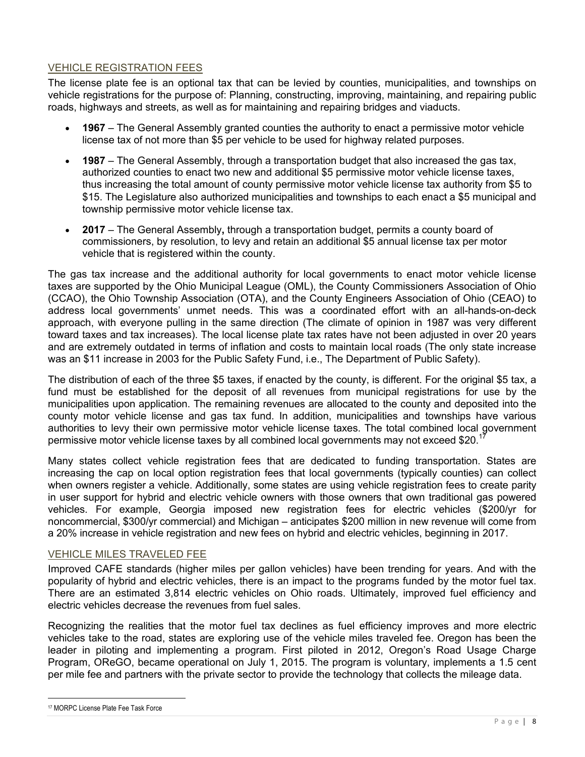## VEHICLE REGISTRATION FEES

The license plate fee is an optional tax that can be levied by counties, municipalities, and townships on vehicle registrations for the purpose of: Planning, constructing, improving, maintaining, and repairing public roads, highways and streets, as well as for maintaining and repairing bridges and viaducts.

- **1967** – The General Assembly granted counties the authority to enact a permissive motor vehicle license tax of not more than $5 per vehicle to be used for highway related purposes.
- **1987** – The General Assembly, through a transportation budget that also increased the gas tax, authorized counties to enact two new and additional $5 permissive motor vehicle license taxes, thus increasing the total amount of county permissive motor vehicle license tax authority from $5 to $15. The Legislature also authorized municipalities and townships to each enact a $5 municipal and township permissive motor vehicle license tax.
- **2017** – The General Assembly**,** through a transportation budget, permits a county board of commissioners, by resolution, to levy and retain an additional $5 annual license tax per motor vehicle that is registered within the county.

The gas tax increase and the additional authority for local governments to enact motor vehicle license taxes are supported by the Ohio Municipal League (OML), the County Commissioners Association of Ohio (CCAO), the Ohio Township Association (OTA), and the County Engineers Association of Ohio (CEAO) to address local governments' unmet needs. This was a coordinated effort with an all-hands-on-deck approach, with everyone pulling in the same direction (The climate of opinion in 1987 was very different toward taxes and tax increases). The local license plate tax rates have not been adjusted in over 20 years and are extremely outdated in terms of inflation and costs to maintain local roads (The only state increase was an $11 increase in 2003 for the Public Safety Fund, i.e., The Department of Public Safety).

The distribution of each of the three $5 taxes, if enacted by the county, is different. For the original $5 tax, a fund must be established for the deposit of all revenues from municipal registrations for use by the municipalities upon application. The remaining revenues are allocated to the county and deposited into the county motor vehicle license and gas tax fund. In addition, municipalities and townships have various authorities to levy their own permissive motor vehicle license taxes. The total combined local government permissive motor vehicle license taxes by all combined local governments may not exceed $20.[17]

Many states collect vehicle registration fees that are dedicated to funding transportation. States are increasing the cap on local option registration fees that local governments (typically counties) can collect when owners register a vehicle. Additionally, some states are using vehicle registration fees to create parity in user support for hybrid and electric vehicle owners with those owners that own traditional gas powered vehicles. For example, Georgia imposed new registration fees for electric vehicles ($200/yr for noncommercial, $300/yr commercial) and Michigan – anticipates $200 million in new revenue will come from a 20% increase in vehicle registration and new fees on hybrid and electric vehicles, beginning in 2017.

## VEHICLE MILES TRAVELED FEE

Improved CAFE standards (higher miles per gallon vehicles) have been trending for years. And with the popularity of hybrid and electric vehicles, there is an impact to the programs funded by the motor fuel tax. There are an estimated 3,814 electric vehicles on Ohio roads. Ultimately, improved fuel efficiency and electric vehicles decrease the revenues from fuel sales.

Recognizing the realities that the motor fuel tax declines as fuel efficiency improves and more electric vehicles take to the road, states are exploring use of the vehicle miles traveled fee. Oregon has been the leader in piloting and implementing a program. First piloted in 2012, Oregon's Road Usage Charge Program, OReGO, became operational on July 1, 2015. The program is voluntary, implements a 1.5 cent per mile fee and partners with the private sector to provide the technology that collects the mileage data.

[17] MORPC License Plate Fee Task Force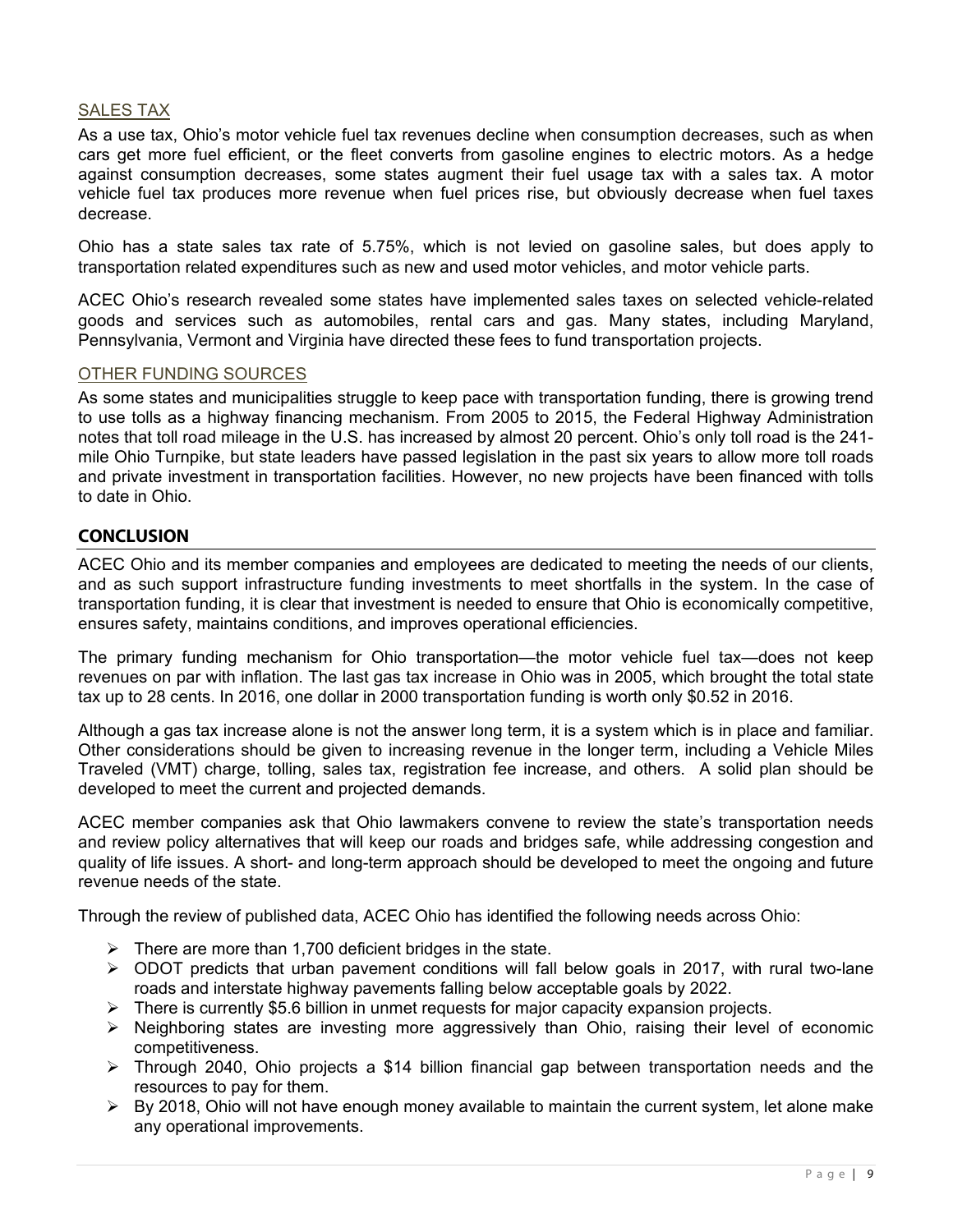### SALES TAX

As a use tax, Ohio's motor vehicle fuel tax revenues decline when consumption decreases, such as when cars get more fuel efficient, or the fleet converts from gasoline engines to electric motors. As a hedge against consumption decreases, some states augment their fuel usage tax with a sales tax. A motor vehicle fuel tax produces more revenue when fuel prices rise, but obviously decrease when fuel taxes decrease.

Ohio has a state sales tax rate of 5.75%, which is not levied on gasoline sales, but does apply to transportation related expenditures such as new and used motor vehicles, and motor vehicle parts.

ACEC Ohio's research revealed some states have implemented sales taxes on selected vehicle-related goods and services such as automobiles, rental cars and gas. Many states, including Maryland, Pennsylvania, Vermont and Virginia have directed these fees to fund transportation projects.

### OTHER FUNDING SOURCES

As some states and municipalities struggle to keep pace with transportation funding, there is growing trend to use tolls as a highway financing mechanism. From 2005 to 2015, the Federal Highway Administration notes that toll road mileage in the U.S. has increased by almost 20 percent. Ohio's only toll road is the 241-mile Ohio Turnpike, but state leaders have passed legislation in the past six years to allow more toll roads and private investment in transportation facilities. However, no new projects have been financed with tolls to date in Ohio.

## CONCLUSION

ACEC Ohio and its member companies and employees are dedicated to meeting the needs of our clients, and as such support infrastructure funding investments to meet shortfalls in the system. In the case of transportation funding, it is clear that investment is needed to ensure that Ohio is economically competitive, ensures safety, maintains conditions, and improves operational efficiencies.

The primary funding mechanism for Ohio transportation—the motor vehicle fuel tax—does not keep revenues on par with inflation. The last gas tax increase in Ohio was in 2005, which brought the total state tax up to 28 cents. In 2016, one dollar in 2000 transportation funding is worth only $0.52 in 2016.

Although a gas tax increase alone is not the answer long term, it is a system which is in place and familiar. Other considerations should be given to increasing revenue in the longer term, including a Vehicle Miles Traveled (VMT) charge, tolling, sales tax, registration fee increase, and others. A solid plan should be developed to meet the current and projected demands.

ACEC member companies ask that Ohio lawmakers convene to review the state's transportation needs and review policy alternatives that will keep our roads and bridges safe, while addressing congestion and quality of life issues. A short- and long-term approach should be developed to meet the ongoing and future revenue needs of the state.

Through the review of published data, ACEC Ohio has identified the following needs across Ohio:

- There are more than 1,700 deficient bridges in the state.
- ODOT predicts that urban pavement conditions will fall below goals in 2017, with rural two-lane roads and interstate highway pavements falling below acceptable goals by 2022.
- There is currently $5.6 billion in unmet requests for major capacity expansion projects.
- Neighboring states are investing more aggressively than Ohio, raising their level of economic competitiveness.
- Through 2040, Ohio projects a $14 billion financial gap between transportation needs and the resources to pay for them.
- By 2018, Ohio will not have enough money available to maintain the current system, let alone make any operational improvements.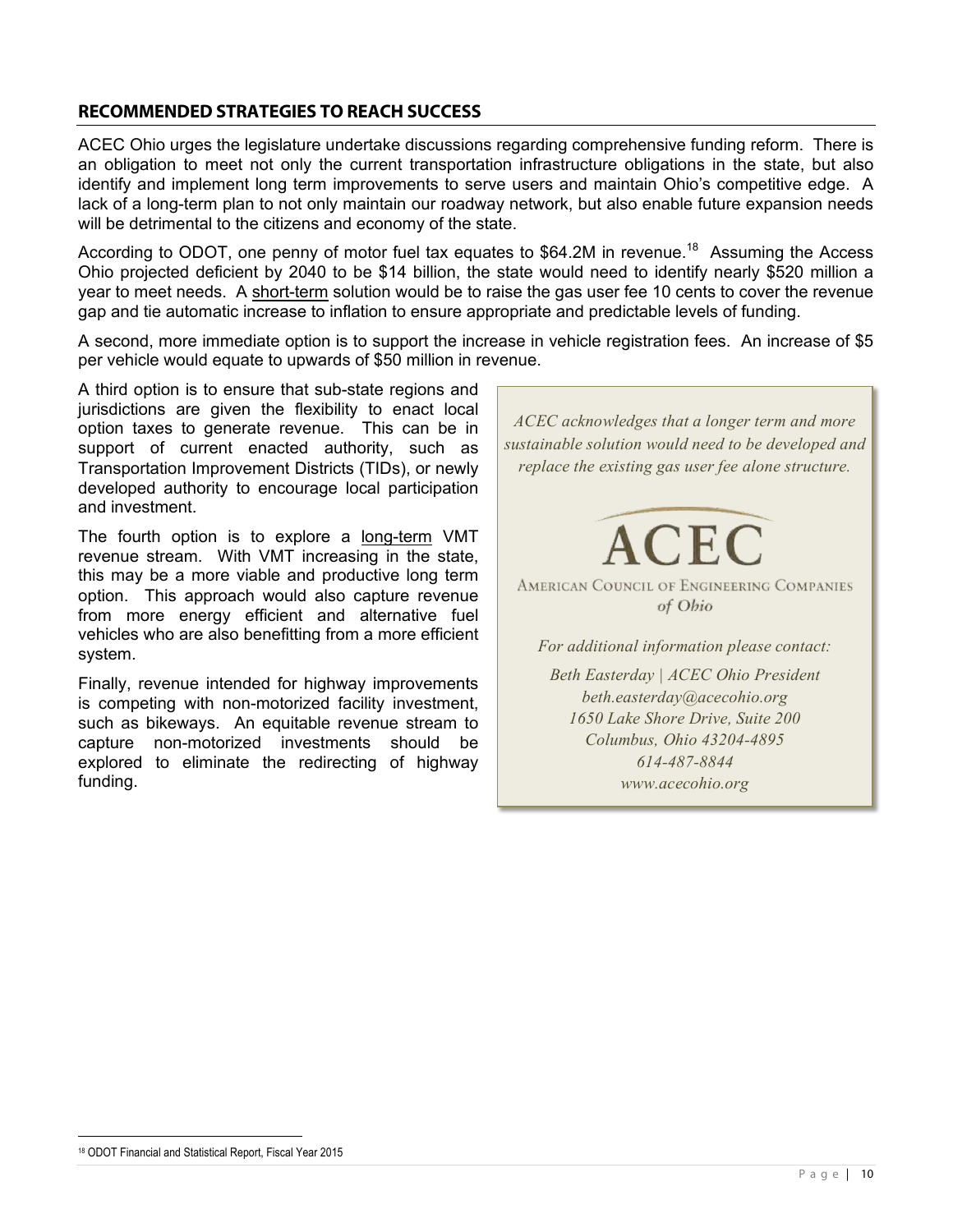## RECOMMENDED STRATEGIES TO REACH SUCCESS

ACEC Ohio urges the legislature undertake discussions regarding comprehensive funding reform. There is an obligation to meet not only the current transportation infrastructure obligations in the state, but also identify and implement long term improvements to serve users and maintain Ohio's competitive edge. A lack of a long-term plan to not only maintain our roadway network, but also enable future expansion needs will be detrimental to the citizens and economy of the state.

According to ODOT, one penny of motor fuel tax equates to $64.2M in revenue.[18] Assuming the Access Ohio projected deficient by 2040 to be $14 billion, the state would need to identify nearly $520 million a year to meet needs. A short-term solution would be to raise the gas user fee 10 cents to cover the revenue gap and tie automatic increase to inflation to ensure appropriate and predictable levels of funding.

A second, more immediate option is to support the increase in vehicle registration fees. An increase of $5 per vehicle would equate to upwards of $50 million in revenue.

A third option is to ensure that sub-state regions and jurisdictions are given the flexibility to enact local option taxes to generate revenue. This can be in support of current enacted authority, such as Transportation Improvement Districts (TIDs), or newly developed authority to encourage local participation and investment.

The fourth option is to explore a long-term VMT revenue stream. With VMT increasing in the state, this may be a more viable and productive long term option. This approach would also capture revenue from more energy efficient and alternative fuel vehicles who are also benefitting from a more efficient system.

Finally, revenue intended for highway improvements is competing with non-motorized facility investment, such as bikeways. An equitable revenue stream to capture non-motorized investments should be explored to eliminate the redirecting of highway funding.

*ACEC acknowledges that a longer term and more sustainable solution would need to be developed and replace the existing gas user fee alone structure.*

ACEC

AMERICAN COUNCIL OF ENGINEERING COMPANIES *of Ohio*

*For additional information please contact:*

*Beth Easterday | ACEC Ohio President*
*beth.easterday@acecohio.org*
*1650 Lake Shore Drive, Suite 200*
*Columbus, Ohio 43204-4895*
*614-487-8844*
*www.acecohio.org*

---

[18] ODOT Financial and Statistical Report, Fiscal Year 2015